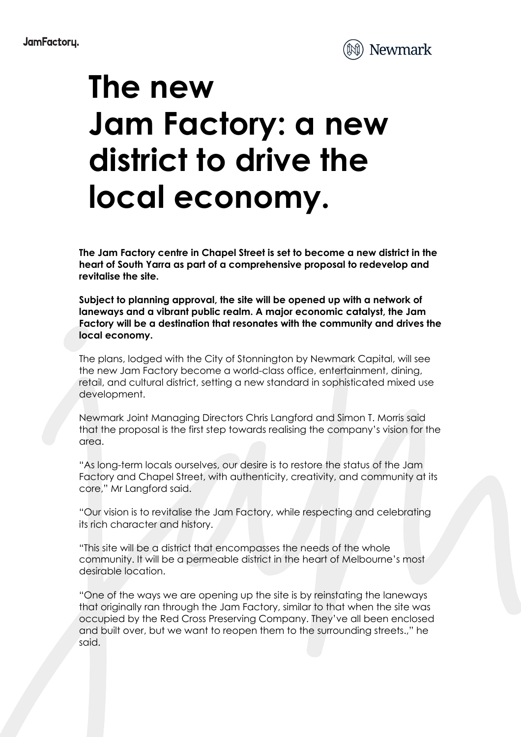# The new Jam Factory: a new district to drive the local economy.

**The Jam Factory centre in Chapel Street is set to become a new district in the heart of South Yarra as part of a comprehensive proposal to redevelop and revitalise the site.**

**Subject to planning approval, the site will be opened up with a network of laneways and a vibrant public realm. A major economic catalyst, the Jam Factory will be a destination that resonates with the community and drives the local economy.**

The plans, lodged with the City of Stonnington by Newmark Capital, will see the new Jam Factory become a world-class office, entertainment, dining, retail, and cultural district, setting a new standard in sophisticated mixed use development.

Newmark Joint Managing Directors Chris Langford and Simon T. Morris said that the proposal is the first step towards realising the company's vision for the area.

"As long-term locals ourselves, our desire is to restore the status of the Jam Factory and Chapel Street, with authenticity, creativity, and community at its core," Mr Langford said.

"Our vision is to revitalise the Jam Factory, while respecting and celebrating its rich character and history.

"This site will be a district that encompasses the needs of the whole community. It will be a permeable district in the heart of Melbourne's most desirable location.

"One of the ways we are opening up the site is by reinstating the laneways that originally ran through the Jam Factory, similar to that when the site was occupied by the Red Cross Preserving Company. They've all been enclosed and built over, but we want to reopen them to the surrounding streets.," he said.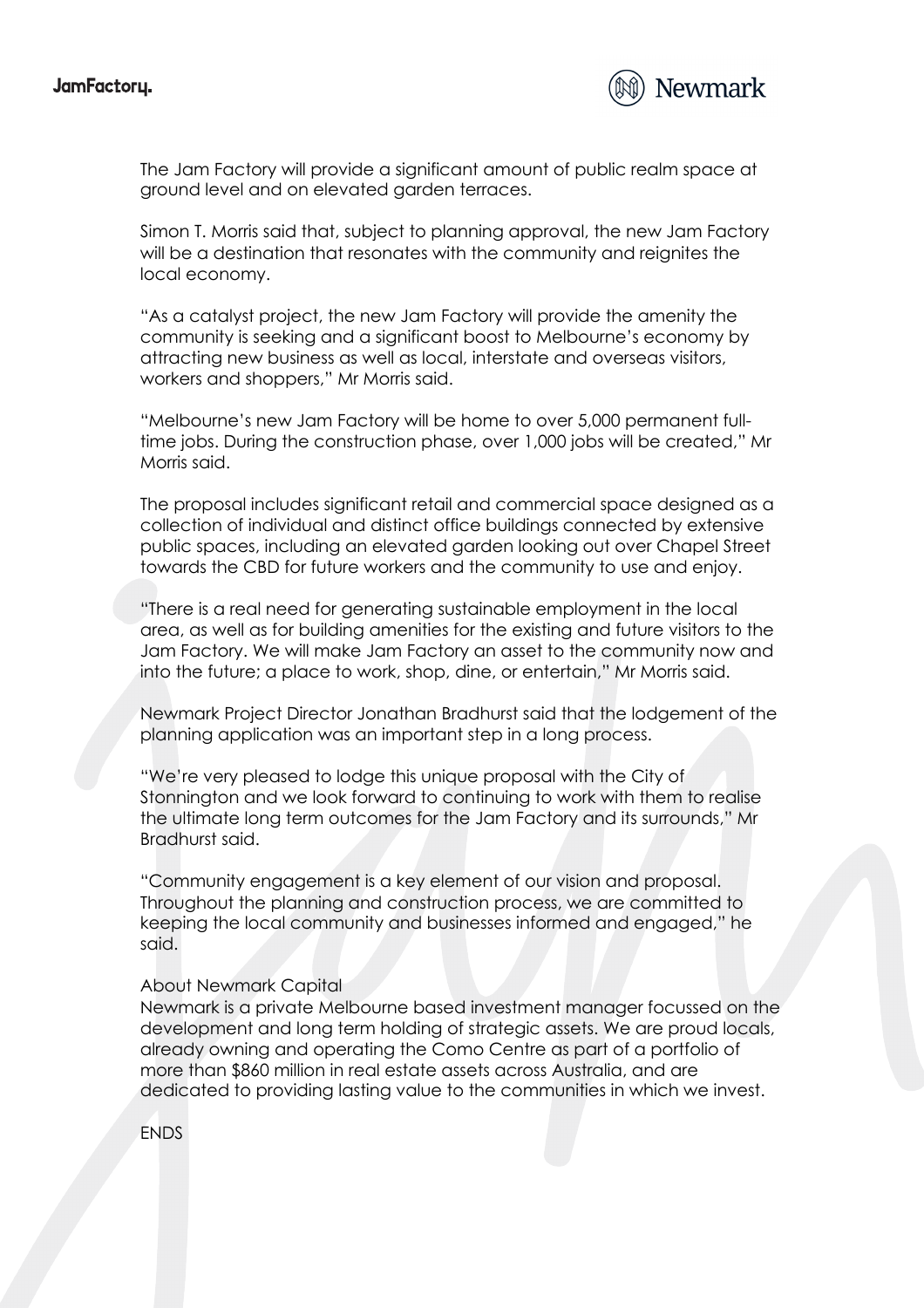The Jam Factory will provide a significant amount of public realm space at ground level and on elevated garden terraces.

Simon T. Morris said that, subject to planning approval, the new Jam Factory will be a destination that resonates with the community and reignites the local economy.

"As a catalyst project, the new Jam Factory will provide the amenity the community is seeking and a significant boost to Melbourne's economy by attracting new business as well as local, interstate and overseas visitors, workers and shoppers," Mr Morris said.

"Melbourne's new Jam Factory will be home to over 5,000 permanent full-time jobs. During the construction phase, over 1,000 jobs will be created," Mr Morris said.

The proposal includes significant retail and commercial space designed as a collection of individual and distinct office buildings connected by extensive public spaces, including an elevated garden looking out over Chapel Street towards the CBD for future workers and the community to use and enjoy.

"There is a real need for generating sustainable employment in the local area, as well as for building amenities for the existing and future visitors to the Jam Factory. We will make Jam Factory an asset to the community now and into the future; a place to work, shop, dine, or entertain," Mr Morris said.

Newmark Project Director Jonathan Bradhurst said that the lodgement of the planning application was an important step in a long process.

"We're very pleased to lodge this unique proposal with the City of Stonnington and we look forward to continuing to work with them to realise the ultimate long term outcomes for the Jam Factory and its surrounds," Mr Bradhurst said.

"Community engagement is a key element of our vision and proposal. Throughout the planning and construction process, we are committed to keeping the local community and businesses informed and engaged," he said.

About Newmark Capital

Newmark is a private Melbourne based investment manager focussed on the development and long term holding of strategic assets. We are proud locals, already owning and operating the Como Centre as part of a portfolio of more than $860 million in real estate assets across Australia, and are dedicated to providing lasting value to the communities in which we invest.

ENDS